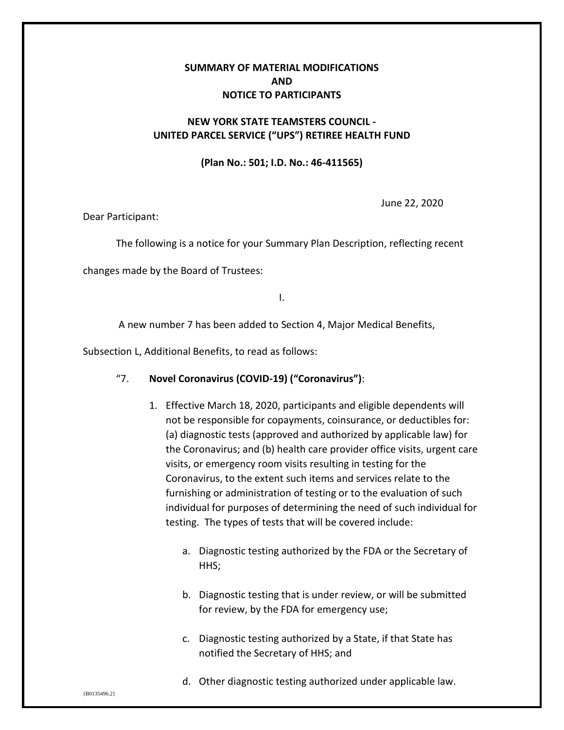**SUMMARY OF MATERIAL MODIFICATIONS**
**AND**
**NOTICE TO PARTICIPANTS**

**NEW YORK STATE TEAMSTERS COUNCIL -**
**UNITED PARCEL SERVICE ("UPS") RETIREE HEALTH FUND**

**(Plan No.: 501; I.D. No.: 46-411565)**

June 22, 2020

Dear Participant:

The following is a notice for your Summary Plan Description, reflecting recent changes made by the Board of Trustees:

I.

A new number 7 has been added to Section 4, Major Medical Benefits, Subsection L, Additional Benefits, to read as follows:

"7. **Novel Coronavirus (COVID-19) ("Coronavirus")**:

1. Effective March 18, 2020, participants and eligible dependents will not be responsible for copayments, coinsurance, or deductibles for: (a) diagnostic tests (approved and authorized by applicable law) for the Coronavirus; and (b) health care provider office visits, urgent care visits, or emergency room visits resulting in testing for the Coronavirus, to the extent such items and services relate to the furnishing or administration of testing or to the evaluation of such individual for purposes of determining the need of such individual for testing. The types of tests that will be covered include:

    a. Diagnostic testing authorized by the FDA or the Secretary of HHS;

    b. Diagnostic testing that is under review, or will be submitted for review, by the FDA for emergency use;

    c. Diagnostic testing authorized by a State, if that State has notified the Secretary of HHS; and

    d. Other diagnostic testing authorized under applicable law.

{B0135496.2}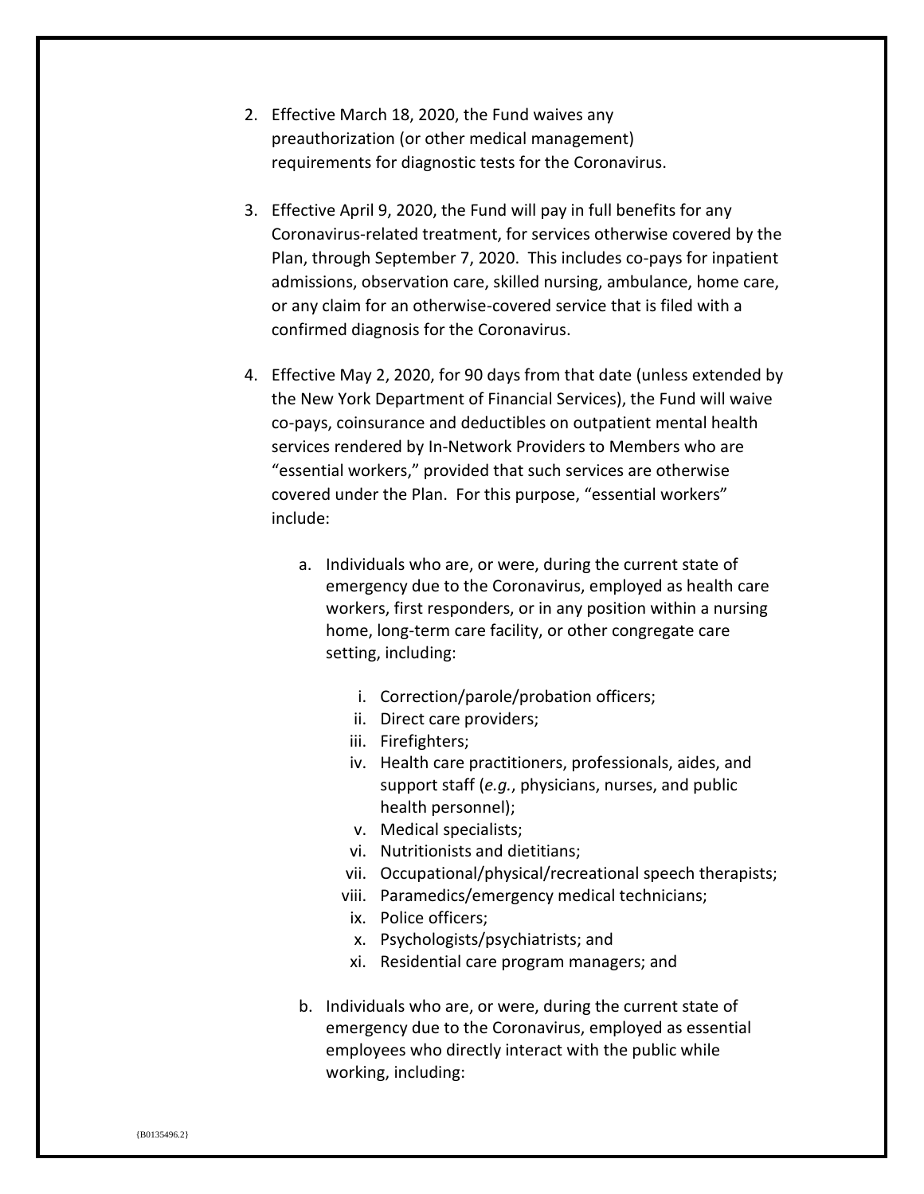2. Effective March 18, 2020, the Fund waives any preauthorization (or other medical management) requirements for diagnostic tests for the Coronavirus.

3. Effective April 9, 2020, the Fund will pay in full benefits for any Coronavirus-related treatment, for services otherwise covered by the Plan, through September 7, 2020. This includes co-pays for inpatient admissions, observation care, skilled nursing, ambulance, home care, or any claim for an otherwise-covered service that is filed with a confirmed diagnosis for the Coronavirus.

4. Effective May 2, 2020, for 90 days from that date (unless extended by the New York Department of Financial Services), the Fund will waive co-pays, coinsurance and deductibles on outpatient mental health services rendered by In-Network Providers to Members who are "essential workers," provided that such services are otherwise covered under the Plan. For this purpose, "essential workers" include:

    a. Individuals who are, or were, during the current state of emergency due to the Coronavirus, employed as health care workers, first responders, or in any position within a nursing home, long-term care facility, or other congregate care setting, including:

        i. Correction/parole/probation officers;
        ii. Direct care providers;
        iii. Firefighters;
        iv. Health care practitioners, professionals, aides, and support staff (*e.g.*, physicians, nurses, and public health personnel);
        v. Medical specialists;
        vi. Nutritionists and dietitians;
        vii. Occupational/physical/recreational speech therapists;
        viii. Paramedics/emergency medical technicians;
        ix. Police officers;
        x. Psychologists/psychiatrists; and
        xi. Residential care program managers; and

    b. Individuals who are, or were, during the current state of emergency due to the Coronavirus, employed as essential employees who directly interact with the public while working, including: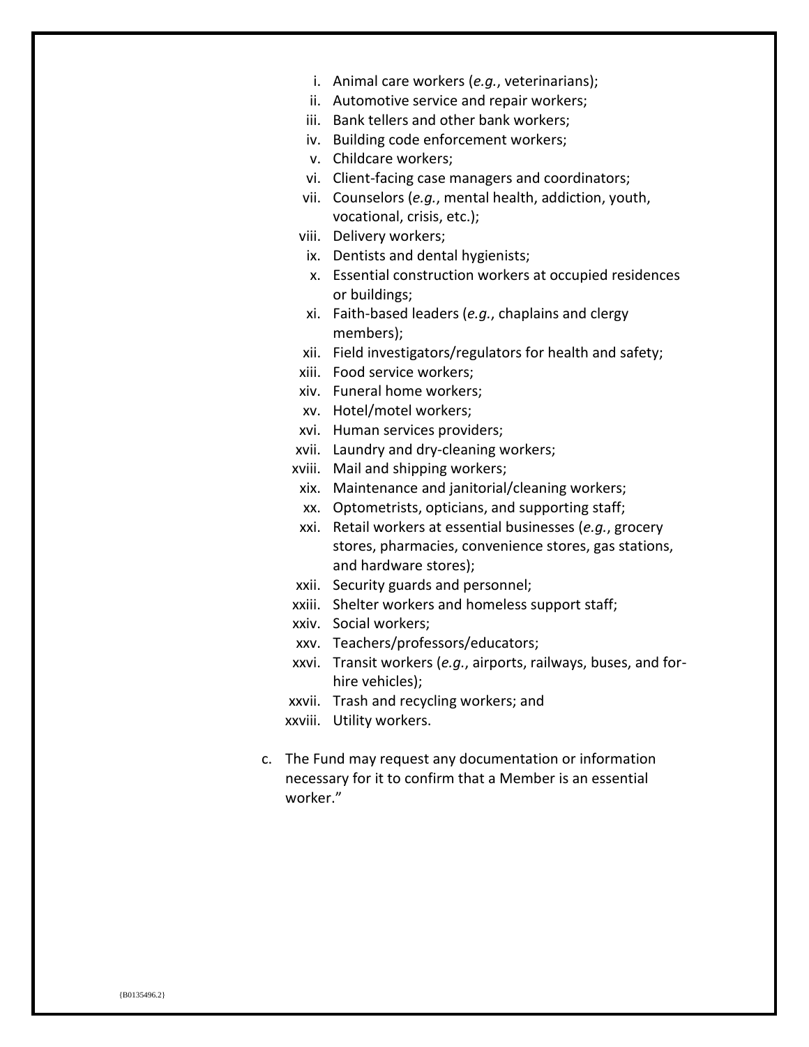i. Animal care workers (*e.g.*, veterinarians);
ii. Automotive service and repair workers;
iii. Bank tellers and other bank workers;
iv. Building code enforcement workers;
v. Childcare workers;
vi. Client-facing case managers and coordinators;
vii. Counselors (*e.g.*, mental health, addiction, youth, vocational, crisis, etc.);
viii. Delivery workers;
ix. Dentists and dental hygienists;
x. Essential construction workers at occupied residences or buildings;
xi. Faith-based leaders (*e.g.*, chaplains and clergy members);
xii. Field investigators/regulators for health and safety;
xiii. Food service workers;
xiv. Funeral home workers;
xv. Hotel/motel workers;
xvi. Human services providers;
xvii. Laundry and dry-cleaning workers;
xviii. Mail and shipping workers;
xix. Maintenance and janitorial/cleaning workers;
xx. Optometrists, opticians, and supporting staff;
xxi. Retail workers at essential businesses (*e.g.*, grocery stores, pharmacies, convenience stores, gas stations, and hardware stores);
xxii. Security guards and personnel;
xxiii. Shelter workers and homeless support staff;
xxiv. Social workers;
xxv. Teachers/professors/educators;
xxvi. Transit workers (*e.g.*, airports, railways, buses, and for-hire vehicles);
xxvii. Trash and recycling workers; and
xxviii. Utility workers.

c. The Fund may request any documentation or information necessary for it to confirm that a Member is an essential worker."

{B0135496.2}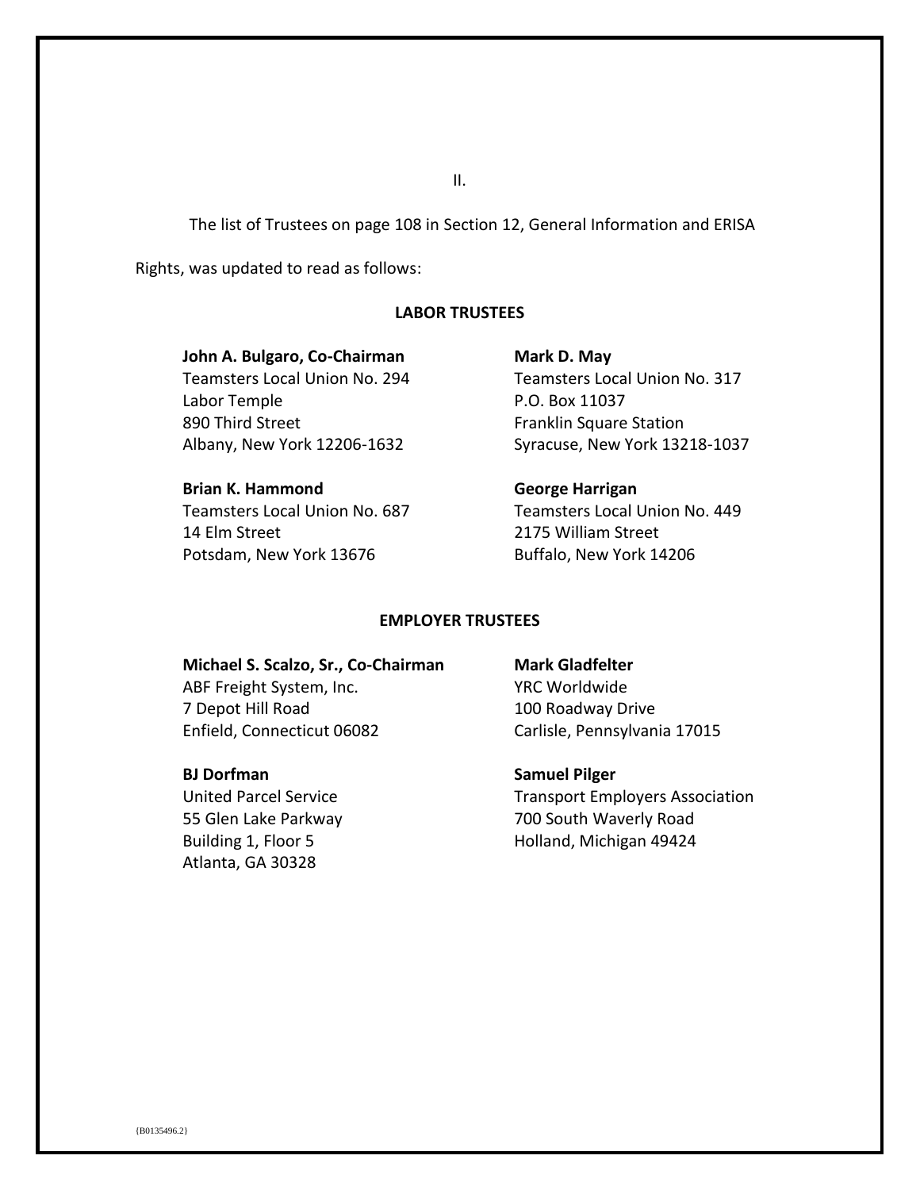II.

The list of Trustees on page 108 in Section 12, General Information and ERISA Rights, was updated to read as follows:

**LABOR TRUSTEES**

**John A. Bulgaro, Co-Chairman**
Teamsters Local Union No. 294
Labor Temple
890 Third Street
Albany, New York 12206-1632

**Mark D. May**
Teamsters Local Union No. 317
P.O. Box 11037
Franklin Square Station
Syracuse, New York 13218-1037

**Brian K. Hammond**
Teamsters Local Union No. 687
14 Elm Street
Potsdam, New York 13676

**George Harrigan**
Teamsters Local Union No. 449
2175 William Street
Buffalo, New York 14206

**EMPLOYER TRUSTEES**

**Michael S. Scalzo, Sr., Co-Chairman**
ABF Freight System, Inc.
7 Depot Hill Road
Enfield, Connecticut 06082

**Mark Gladfelter**
YRC Worldwide
100 Roadway Drive
Carlisle, Pennsylvania 17015

**BJ Dorfman**
United Parcel Service
55 Glen Lake Parkway
Building 1, Floor 5
Atlanta, GA 30328

**Samuel Pilger**
Transport Employers Association
700 South Waverly Road
Holland, Michigan 49424

{B0135496.2}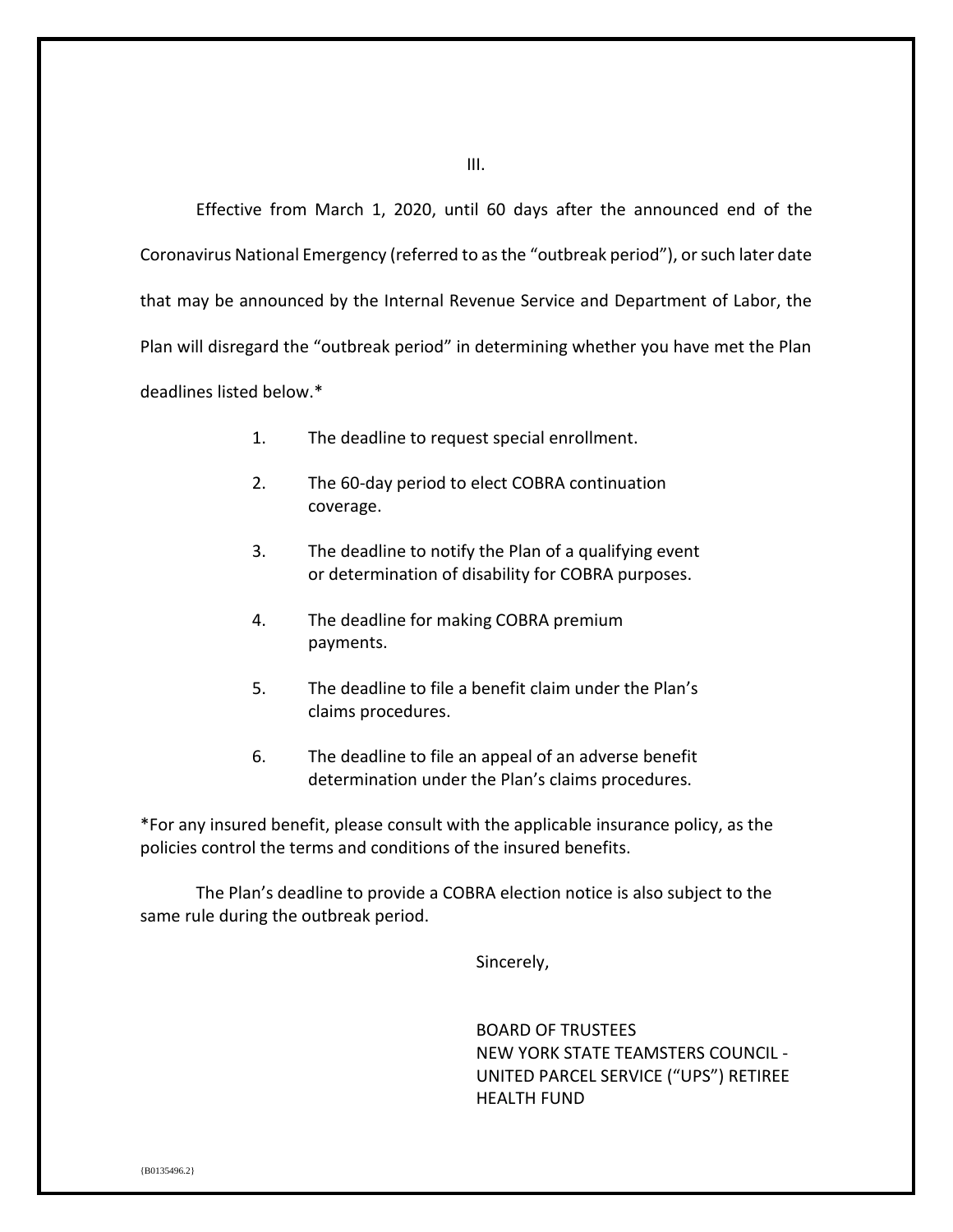III.

Effective from March 1, 2020, until 60 days after the announced end of the Coronavirus National Emergency (referred to as the "outbreak period"), or such later date that may be announced by the Internal Revenue Service and Department of Labor, the Plan will disregard the "outbreak period" in determining whether you have met the Plan deadlines listed below.*

1. The deadline to request special enrollment.

2. The 60-day period to elect COBRA continuation coverage.

3. The deadline to notify the Plan of a qualifying event or determination of disability for COBRA purposes.

4. The deadline for making COBRA premium payments.

5. The deadline to file a benefit claim under the Plan's claims procedures.

6. The deadline to file an appeal of an adverse benefit determination under the Plan's claims procedures.

*For any insured benefit, please consult with the applicable insurance policy, as the policies control the terms and conditions of the insured benefits.

The Plan's deadline to provide a COBRA election notice is also subject to the same rule during the outbreak period.

Sincerely,

BOARD OF TRUSTEES
NEW YORK STATE TEAMSTERS COUNCIL - UNITED PARCEL SERVICE ("UPS") RETIREE HEALTH FUND

{B0135496.2}